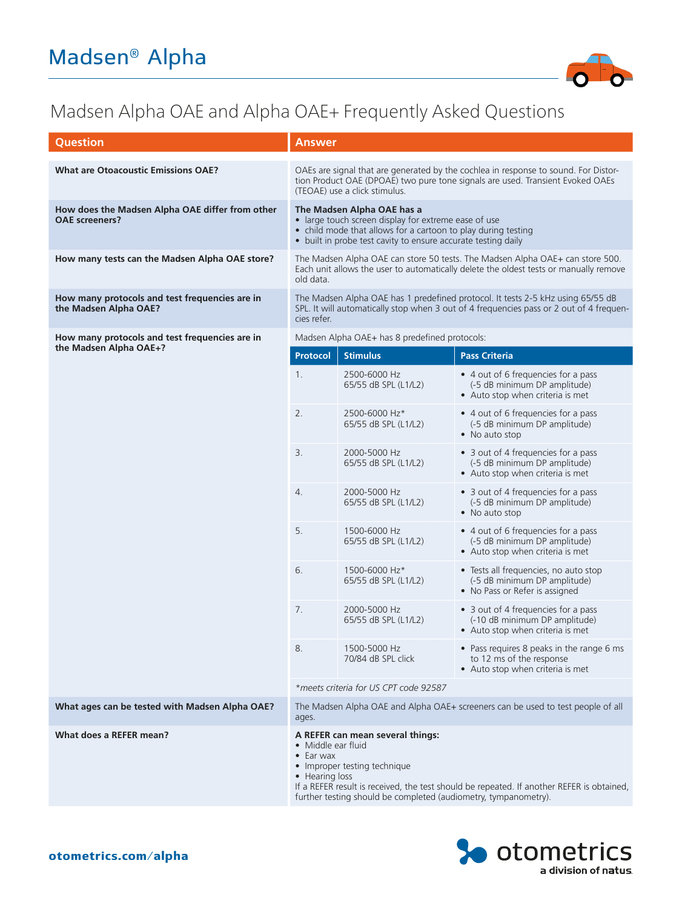# Madsen® Alpha

## Madsen Alpha OAE and Alpha OAE+ Frequently Asked Questions

| Question | Answer |
|---|---|
| **What are Otoacoustic Emissions OAE?** | OAEs are signal that are generated by the cochlea in response to sound. For Distortion Product OAE (DPOAE) two pure tone signals are used. Transient Evoked OAEs (TEOAE) use a click stimulus. |
| **How does the Madsen Alpha OAE differ from other OAE screeners?** | **The Madsen Alpha OAE has a** <br>• large touch screen display for extreme ease of use <br>• child mode that allows for a cartoon to play during testing <br>• built in probe test cavity to ensure accurate testing daily |
| **How many tests can the Madsen Alpha OAE store?** | The Madsen Alpha OAE can store 50 tests. The Madsen Alpha OAE+ can store 500. Each unit allows the user to automatically delete the oldest tests or manually remove old data. |
| **How many protocols and test frequencies are in the Madsen Alpha OAE?** | The Madsen Alpha OAE has 1 predefined protocol. It tests 2-5 kHz using 65/55 dB SPL. It will automatically stop when 3 out of 4 frequencies pass or 2 out of 4 frequencies refer. |
| **How many protocols and test frequencies are in the Madsen Alpha OAE+?** | Madsen Alpha OAE+ has 8 predefined protocols: (see table below) |

| Protocol | Stimulus | Pass Criteria |
|---|---|---|
| 1. | 2500-6000 Hz<br>65/55 dB SPL (L1/L2) | • 4 out of 6 frequencies for a pass (-5 dB minimum DP amplitude)<br>• Auto stop when criteria is met |
| 2. | 2500-6000 Hz*<br>65/55 dB SPL (L1/L2) | • 4 out of 6 frequencies for a pass (-5 dB minimum DP amplitude)<br>• No auto stop |
| 3. | 2000-5000 Hz<br>65/55 dB SPL (L1/L2) | • 3 out of 4 frequencies for a pass (-5 dB minimum DP amplitude)<br>• Auto stop when criteria is met |
| 4. | 2000-5000 Hz<br>65/55 dB SPL (L1/L2) | • 3 out of 4 frequencies for a pass (-5 dB minimum DP amplitude)<br>• No auto stop |
| 5. | 1500-6000 Hz<br>65/55 dB SPL (L1/L2) | • 4 out of 6 frequencies for a pass (-5 dB minimum DP amplitude)<br>• Auto stop when criteria is met |
| 6. | 1500-6000 Hz*<br>65/55 dB SPL (L1/L2) | • Tests all frequencies, no auto stop (-5 dB minimum DP amplitude)<br>• No Pass or Refer is assigned |
| 7. | 2000-5000 Hz<br>65/55 dB SPL (L1/L2) | • 3 out of 4 frequencies for a pass (-10 dB minimum DP amplitude)<br>• Auto stop when criteria is met |
| 8. | 1500-5000 Hz<br>70/84 dB SPL click | • Pass requires 8 peaks in the range 6 ms to 12 ms of the response<br>• Auto stop when criteria is met |

*\*meets criteria for US CPT code 92587*

| Question | Answer |
|---|---|
| **What ages can be tested with Madsen Alpha OAE?** | The Madsen Alpha OAE and Alpha OAE+ screeners can be used to test people of all ages. |
| **What does a REFER mean?** | **A REFER can mean several things:** <br>• Middle ear fluid <br>• Ear wax <br>• Improper testing technique <br>• Hearing loss <br>If a REFER result is received, the test should be repeated. If another REFER is obtained, further testing should be completed (audiometry, tympanometry). |

**otometrics.com/alpha**

otometrics — a division of natus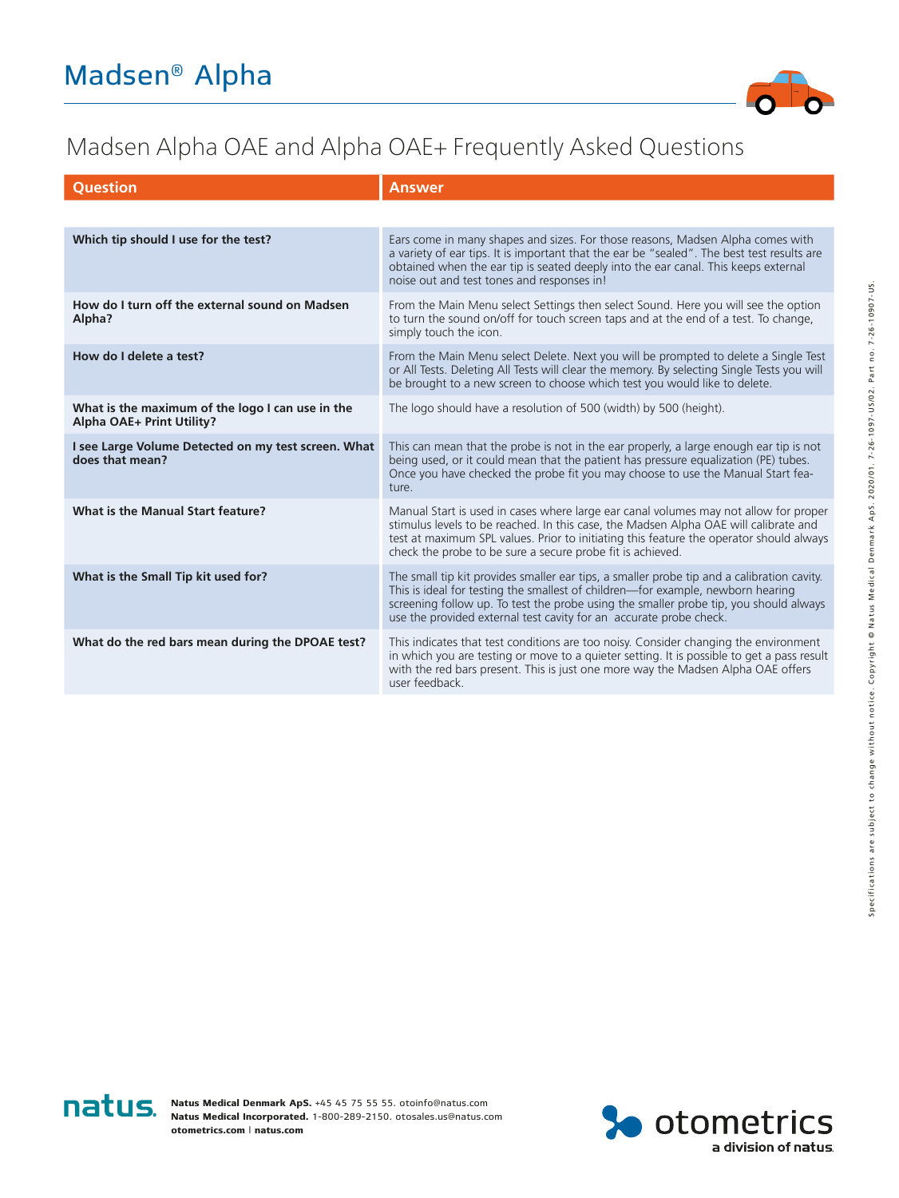# Madsen® Alpha

## Madsen Alpha OAE and Alpha OAE+ Frequently Asked Questions

| Question | Answer |
|---|---|
| **Which tip should I use for the test?** | Ears come in many shapes and sizes. For those reasons, Madsen Alpha comes with a variety of ear tips. It is important that the ear be "sealed". The best test results are obtained when the ear tip is seated deeply into the ear canal. This keeps external noise out and test tones and responses in! |
| **How do I turn off the external sound on Madsen Alpha?** | From the Main Menu select Settings then select Sound. Here you will see the option to turn the sound on/off for touch screen taps and at the end of a test. To change, simply touch the icon. |
| **How do I delete a test?** | From the Main Menu select Delete. Next you will be prompted to delete a Single Test or All Tests. Deleting All Tests will clear the memory. By selecting Single Tests you will be brought to a new screen to choose which test you would like to delete. |
| **What is the maximum of the logo I can use in the Alpha OAE+ Print Utility?** | The logo should have a resolution of 500 (width) by 500 (height). |
| **I see Large Volume Detected on my test screen. What does that mean?** | This can mean that the probe is not in the ear properly, a large enough ear tip is not being used, or it could mean that the patient has pressure equalization (PE) tubes. Once you have checked the probe fit you may choose to use the Manual Start feature. |
| **What is the Manual Start feature?** | Manual Start is used in cases where large ear canal volumes may not allow for proper stimulus levels to be reached. In this case, the Madsen Alpha OAE will calibrate and test at maximum SPL values. Prior to initiating this feature the operator should always check the probe to be sure a secure probe fit is achieved. |
| **What is the Small Tip kit used for?** | The small tip kit provides smaller ear tips, a smaller probe tip and a calibration cavity. This is ideal for testing the smallest of children—for example, newborn hearing screening follow up. To test the probe using the smaller probe tip, you should always use the provided external test cavity for an accurate probe check. |
| **What do the red bars mean during the DPOAE test?** | This indicates that test conditions are too noisy. Consider changing the environment in which you are testing or move to a quieter setting. It is possible to get a pass result with the red bars present. This is just one more way the Madsen Alpha OAE offers user feedback. |

Specifications are subject to change without notice. Copyright © Natus Medical Denmark ApS. 2020/01. 7-26-1097-US/02. Part no. 7-26-10907-US.

natus. **Natus Medical Denmark ApS.** +45 45 75 55 55. otoinfo@natus.com
**Natus Medical Incorporated.** 1-800-289-2150. otosales.us@natus.com
**otometrics.com** | **natus.com**

otometrics — a division of natus